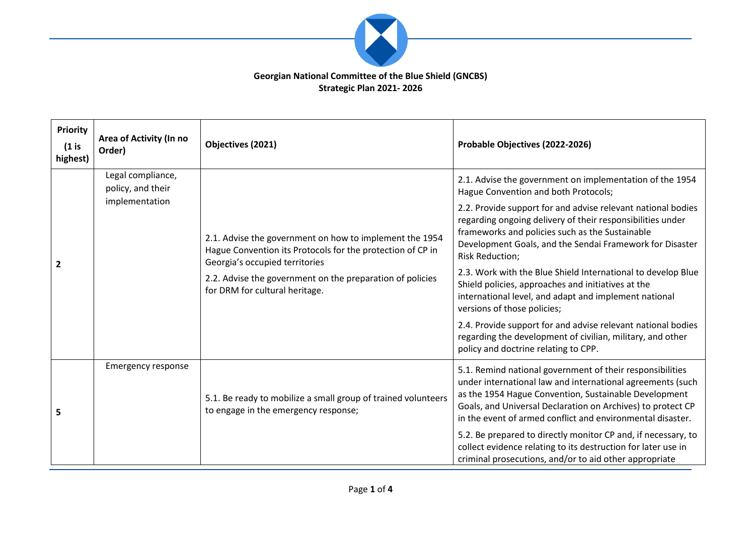**Georgian National Committee of the Blue Shield (GNCBS)**
**Strategic Plan 2021- 2026**

| Priority (1 is highest) | Area of Activity (In no Order) | Objectives (2021) | Probable Objectives (2022-2026) |
|---|---|---|---|
| 2 | Legal compliance, policy, and their implementation | 2.1. Advise the government on how to implement the 1954 Hague Convention its Protocols for the protection of CP in Georgia's occupied territories<br><br>2.2. Advise the government on the preparation of policies for DRM for cultural heritage. | 2.1. Advise the government on implementation of the 1954 Hague Convention and both Protocols;<br><br>2.2. Provide support for and advise relevant national bodies regarding ongoing delivery of their responsibilities under frameworks and policies such as the Sustainable Development Goals, and the Sendai Framework for Disaster Risk Reduction;<br><br>2.3. Work with the Blue Shield International to develop Blue Shield policies, approaches and initiatives at the international level, and adapt and implement national versions of those policies;<br><br>2.4. Provide support for and advise relevant national bodies regarding the development of civilian, military, and other policy and doctrine relating to CPP. |
| 5 | Emergency response | 5.1. Be ready to mobilize a small group of trained volunteers to engage in the emergency response; | 5.1. Remind national government of their responsibilities under international law and international agreements (such as the 1954 Hague Convention, Sustainable Development Goals, and Universal Declaration on Archives) to protect CP in the event of armed conflict and environmental disaster.<br><br>5.2. Be prepared to directly monitor CP and, if necessary, to collect evidence relating to its destruction for later use in criminal prosecutions, and/or to aid other appropriate |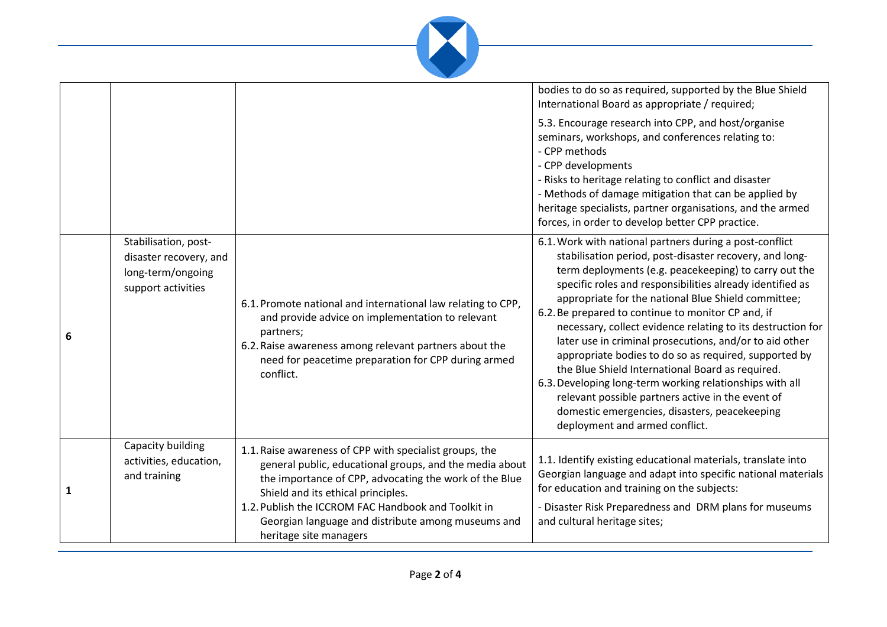| | | | |
|---|---|---|---|
| | | | bodies to do so as required, supported by the Blue Shield International Board as appropriate / required;<br><br>5.3. Encourage research into CPP, and host/organise seminars, workshops, and conferences relating to:<br>- CPP methods<br>- CPP developments<br>- Risks to heritage relating to conflict and disaster<br>- Methods of damage mitigation that can be applied by heritage specialists, partner organisations, and the armed forces, in order to develop better CPP practice. |
| **6** | Stabilisation, post-disaster recovery, and long-term/ongoing support activities | 6.1. Promote national and international law relating to CPP, and provide advice on implementation to relevant partners;<br>6.2. Raise awareness among relevant partners about the need for peacetime preparation for CPP during armed conflict. | 6.1. Work with national partners during a post-conflict stabilisation period, post-disaster recovery, and long-term deployments (e.g. peacekeeping) to carry out the specific roles and responsibilities already identified as appropriate for the national Blue Shield committee;<br>6.2. Be prepared to continue to monitor CP and, if necessary, collect evidence relating to its destruction for later use in criminal prosecutions, and/or to aid other appropriate bodies to do so as required, supported by the Blue Shield International Board as required.<br>6.3. Developing long-term working relationships with all relevant possible partners active in the event of domestic emergencies, disasters, peacekeeping deployment and armed conflict. |
| **1** | Capacity building activities, education, and training | 1.1. Raise awareness of CPP with specialist groups, the general public, educational groups, and the media about the importance of CPP, advocating the work of the Blue Shield and its ethical principles.<br>1.2. Publish the ICCROM FAC Handbook and Toolkit in Georgian language and distribute among museums and heritage site managers | 1.1. Identify existing educational materials, translate into Georgian language and adapt into specific national materials for education and training on the subjects:<br><br>- Disaster Risk Preparedness and DRM plans for museums and cultural heritage sites; |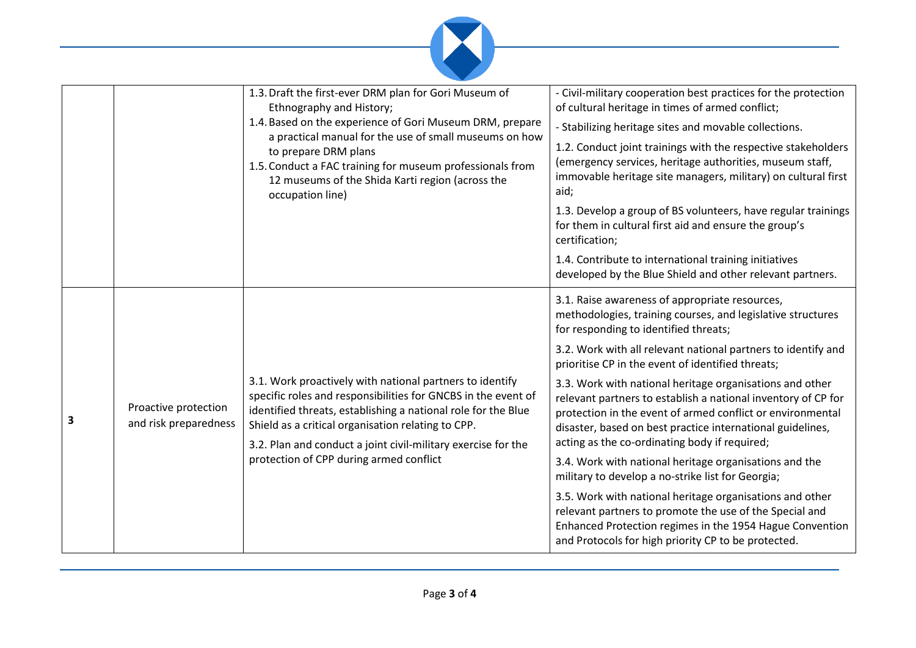| | | | |
|---|---|---|---|
| | | 1.3. Draft the first-ever DRM plan for Gori Museum of Ethnography and History;<br>1.4. Based on the experience of Gori Museum DRM, prepare a practical manual for the use of small museums on how to prepare DRM plans<br>1.5. Conduct a FAC training for museum professionals from 12 museums of the Shida Karti region (across the occupation line) | - Civil-military cooperation best practices for the protection of cultural heritage in times of armed conflict;<br>- Stabilizing heritage sites and movable collections.<br>1.2. Conduct joint trainings with the respective stakeholders (emergency services, heritage authorities, museum staff, immovable heritage site managers, military) on cultural first aid;<br>1.3. Develop a group of BS volunteers, have regular trainings for them in cultural first aid and ensure the group's certification;<br>1.4. Contribute to international training initiatives developed by the Blue Shield and other relevant partners. |
| **3** | Proactive protection and risk preparedness | 3.1. Work proactively with national partners to identify specific roles and responsibilities for GNCBS in the event of identified threats, establishing a national role for the Blue Shield as a critical organisation relating to CPP.<br>3.2. Plan and conduct a joint civil-military exercise for the protection of CPP during armed conflict | 3.1. Raise awareness of appropriate resources, methodologies, training courses, and legislative structures for responding to identified threats;<br>3.2. Work with all relevant national partners to identify and prioritise CP in the event of identified threats;<br>3.3. Work with national heritage organisations and other relevant partners to establish a national inventory of CP for protection in the event of armed conflict or environmental disaster, based on best practice international guidelines, acting as the co-ordinating body if required;<br>3.4. Work with national heritage organisations and the military to develop a no-strike list for Georgia;<br>3.5. Work with national heritage organisations and other relevant partners to promote the use of the Special and Enhanced Protection regimes in the 1954 Hague Convention and Protocols for high priority CP to be protected. |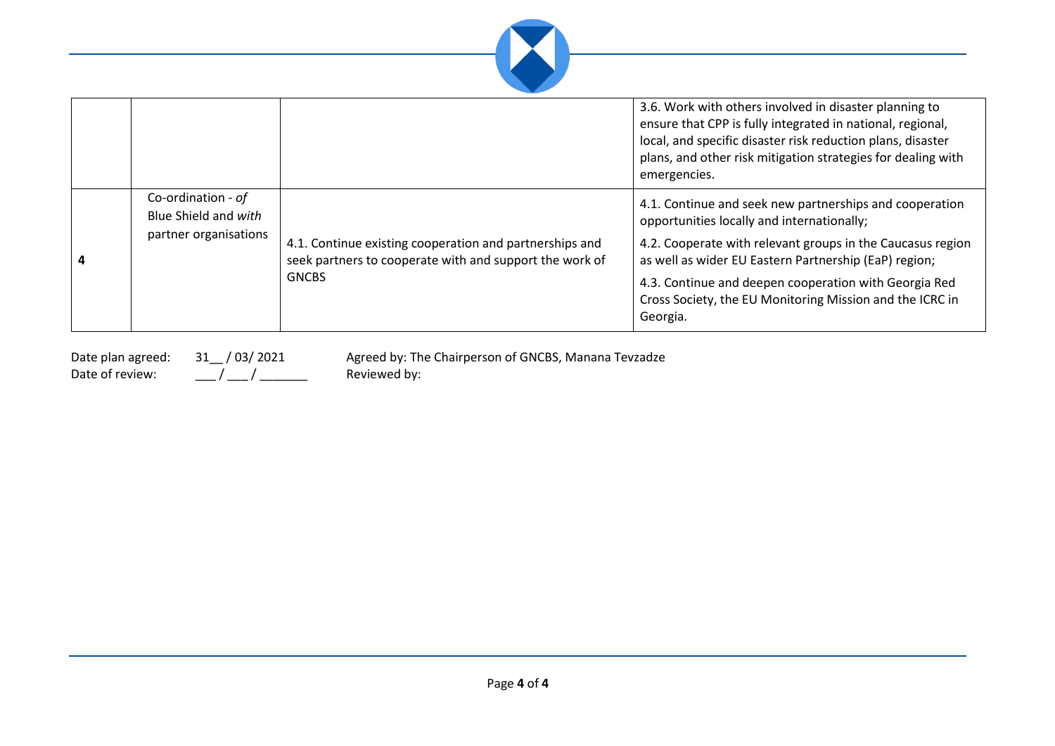| | | | |
|---|---|---|---|
| | | | 3.6. Work with others involved in disaster planning to ensure that CPP is fully integrated in national, regional, local, and specific disaster risk reduction plans, disaster plans, and other risk mitigation strategies for dealing with emergencies. |
| **4** | Co-ordination - *of* Blue Shield and *with* partner organisations | 4.1. Continue existing cooperation and partnerships and seek partners to cooperate with and support the work of GNCBS | 4.1. Continue and seek new partnerships and cooperation opportunities locally and internationally;<br>4.2. Cooperate with relevant groups in the Caucasus region as well as wider EU Eastern Partnership (EaP) region;<br>4.3. Continue and deepen cooperation with Georgia Red Cross Society, the EU Monitoring Mission and the ICRC in Georgia. |

Date plan agreed: 31__ / 03/ 2021 Agreed by: The Chairperson of GNCBS, Manana Tevzadze

Date of review: ___ / ___ / _______ Reviewed by: